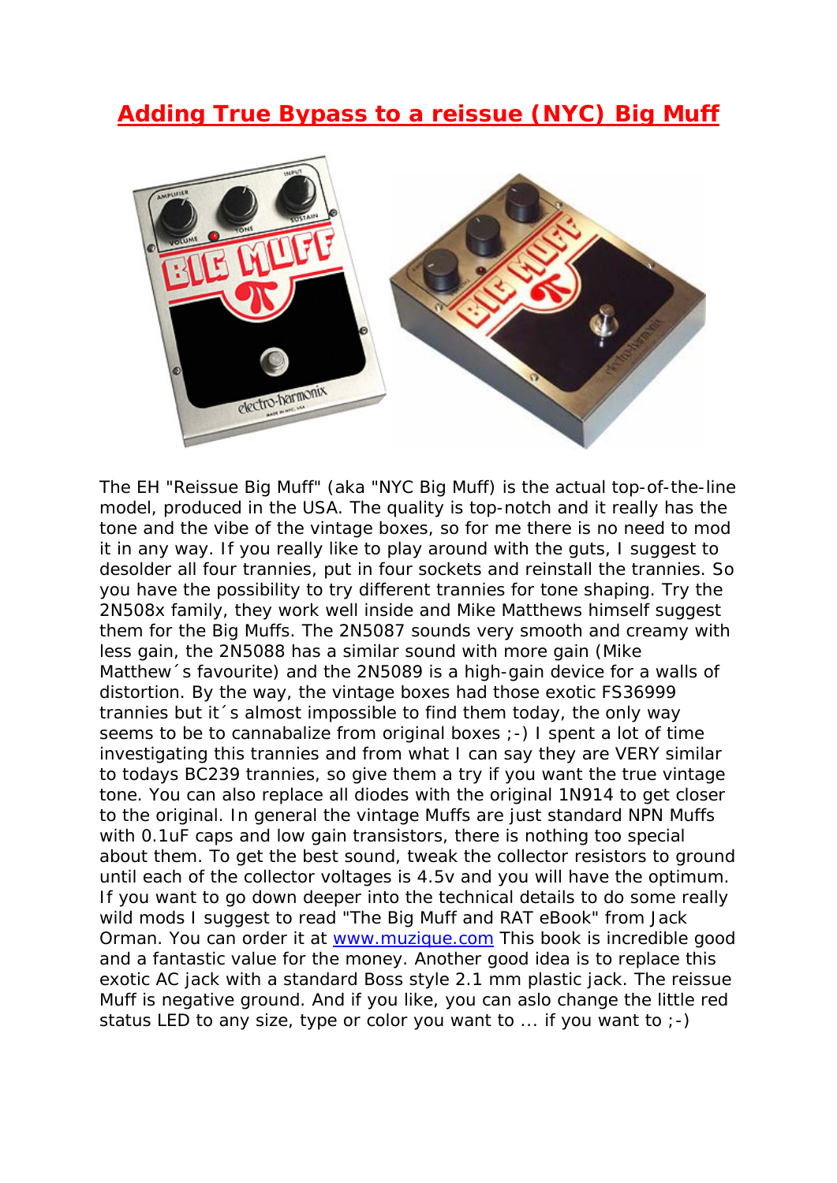# Adding True Bypass to a reissue (NYC) Big Muff

The EH "Reissue Big Muff" (aka "NYC Big Muff) is the actual top-of-the-line model, produced in the USA. The quality is top-notch and it really has the tone and the vibe of the vintage boxes, so for me there is no need to mod it in any way. If you really like to play around with the guts, I suggest to desolder all four trannies, put in four sockets and reinstall the trannies. So you have the possibility to try different trannies for tone shaping. Try the 2N508x family, they work well inside and Mike Matthews himself suggest them for the Big Muffs. The 2N5087 sounds very smooth and creamy with less gain, the 2N5088 has a similar sound with more gain (Mike Matthew´s favourite) and the 2N5089 is a high-gain device for a walls of distortion. By the way, the vintage boxes had those exotic FS36999 trannies but it´s almost impossible to find them today, the only way seems to be to cannabalize from original boxes ;-) I spent a lot of time investigating this trannies and from what I can say they are VERY similar to todays BC239 trannies, so give them a try if you want the true vintage tone. You can also replace all diodes with the original 1N914 to get closer to the original. In general the vintage Muffs are just standard NPN Muffs with 0.1uF caps and low gain transistors, there is nothing too special about them. To get the best sound, tweak the collector resistors to ground until each of the collector voltages is 4.5v and you will have the optimum. If you want to go down deeper into the technical details to do some really wild mods I suggest to read "The Big Muff and RAT eBook" from Jack Orman. You can order it at [www.muzique.com](http://www.muzique.com) This book is incredible good and a fantastic value for the money. Another good idea is to replace this exotic AC jack with a standard Boss style 2.1 mm plastic jack. The reissue Muff is negative ground. And if you like, you can aslo change the little red status LED to any size, type or color you want to ... if you want to ;-)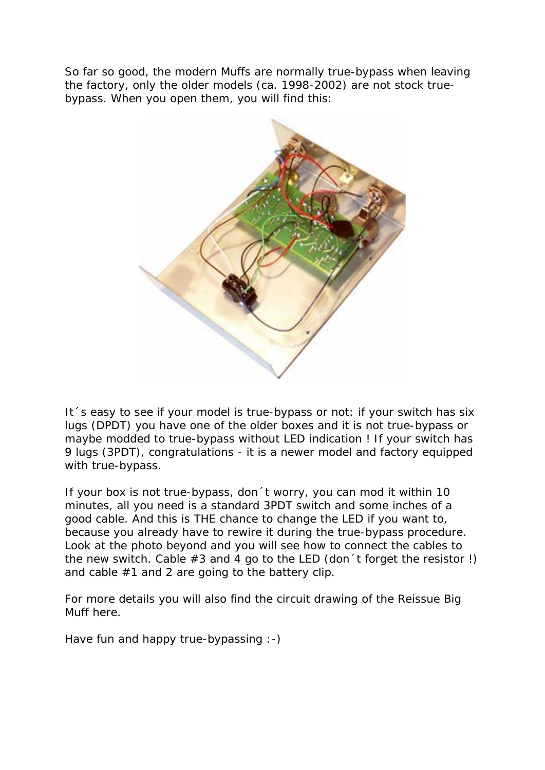So far so good, the modern Muffs are normally true-bypass when leaving the factory, only the older models (ca. 1998-2002) are not stock true-bypass. When you open them, you will find this:

It´s easy to see if your model is true-bypass or not: if your switch has six lugs (DPDT) you have one of the older boxes and it is not true-bypass or maybe modded to true-bypass without LED indication ! If your switch has 9 lugs (3PDT), congratulations - it is a newer model and factory equipped with true-bypass.

If your box is not true-bypass, don´t worry, you can mod it within 10 minutes, all you need is a standard 3PDT switch and some inches of a good cable. And this is THE chance to change the LED if you want to, because you already have to rewire it during the true-bypass procedure. Look at the photo beyond and you will see how to connect the cables to the new switch. Cable #3 and 4 go to the LED (don´t forget the resistor !) and cable #1 and 2 are going to the battery clip.

For more details you will also find the circuit drawing of the Reissue Big Muff here.

Have fun and happy true-bypassing :-)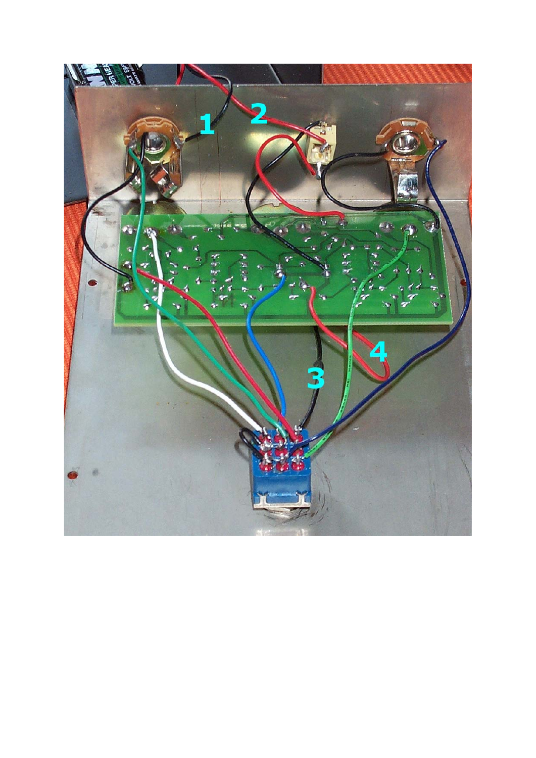1

2

3

4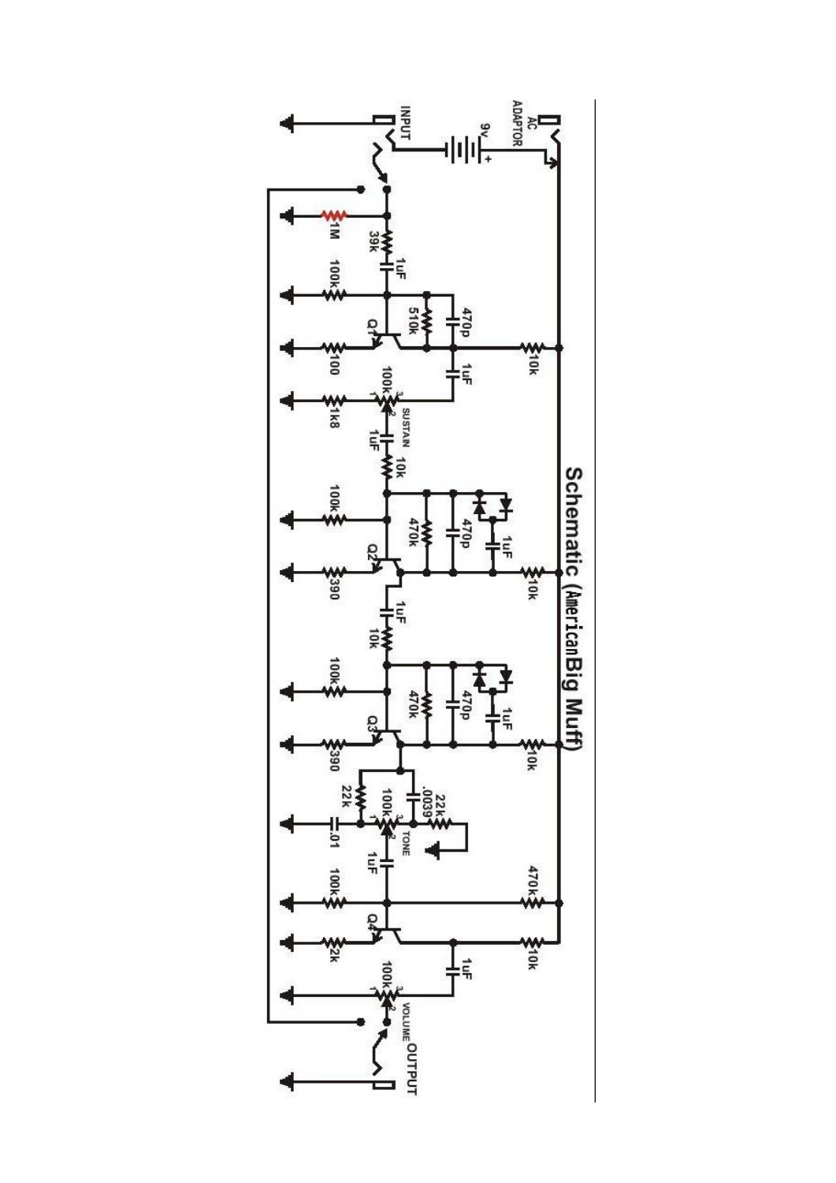# Schematic (American Big Muff)

AC ADAPTOR

9v

+

INPUT

1M

39k

1uF

100k

510k

470p

Q1

100

10k

1uF

100k

SUSTAIN

1k8

1uF

10k

100k

470k

470p

1uF

Q2

390

10k

1uF

10k

100k

470k

470p

1uF

Q3

390

10k

22k

100k

.0039

22k

TONE

.01

1uF

100k

470k

Q4

2k

10k

1uF

100k

VOLUME

OUTPUT